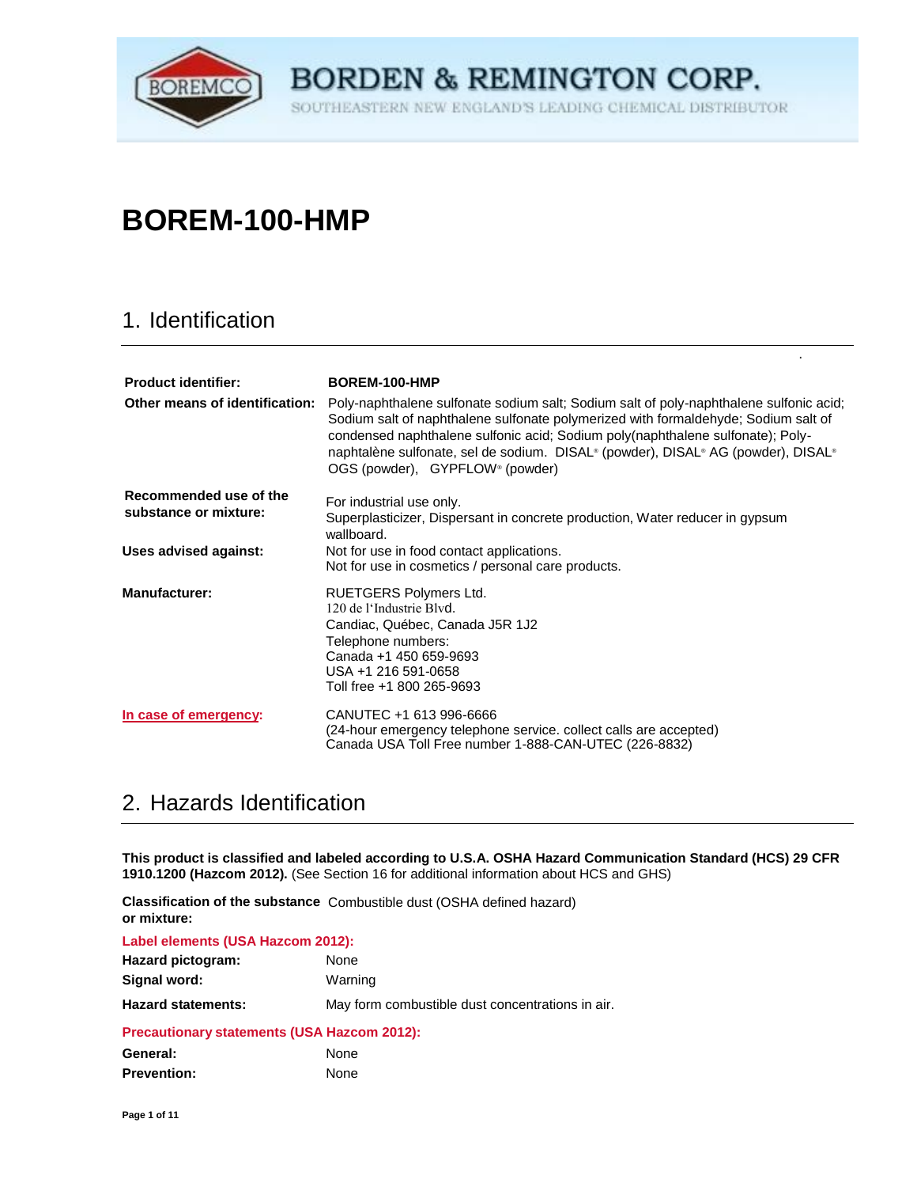BORDEN & REMINGTON CORP.

SOUTHEASTERN NEW ENGLAND'S LEADING CHEMICAL DISTRIBUTOR

# BOREM-100-HMP

## 1. Identification

**Product identifier:** **BOREM-100-HMP**

**Other means of identification:** Poly-naphthalene sulfonate sodium salt; Sodium salt of poly-naphthalene sulfonic acid; Sodium salt of naphthalene sulfonate polymerized with formaldehyde; Sodium salt of condensed naphthalene sulfonic acid; Sodium poly(naphthalene sulfonate); Poly-naphtalène sulfonate, sel de sodium. DISAL® (powder), DISAL® AG (powder), DISAL® OGS (powder), GYPFLOW® (powder)

**Recommended use of the substance or mixture:** For industrial use only.
Superplasticizer, Dispersant in concrete production, Water reducer in gypsum wallboard.

**Uses advised against:** Not for use in food contact applications.
Not for use in cosmetics / personal care products.

**Manufacturer:** RUETGERS Polymers Ltd.
120 de l'Industrie Blvd.
Candiac, Québec, Canada J5R 1J2
Telephone numbers:
Canada +1 450 659-9693
USA +1 216 591-0658
Toll free +1 800 265-9693

**In case of emergency:** CANUTEC +1 613 996-6666
(24-hour emergency telephone service. collect calls are accepted)
Canada USA Toll Free number 1-888-CAN-UTEC (226-8832)

## 2. Hazards Identification

**This product is classified and labeled according to U.S.A. OSHA Hazard Communication Standard (HCS) 29 CFR 1910.1200 (Hazcom 2012).** (See Section 16 for additional information about HCS and GHS)

**Classification of the substance or mixture:** Combustible dust (OSHA defined hazard)

**Label elements (USA Hazcom 2012):**

**Hazard pictogram:** None

**Signal word:** Warning

**Hazard statements:** May form combustible dust concentrations in air.

**Precautionary statements (USA Hazcom 2012):**

**General:** None

**Prevention:** None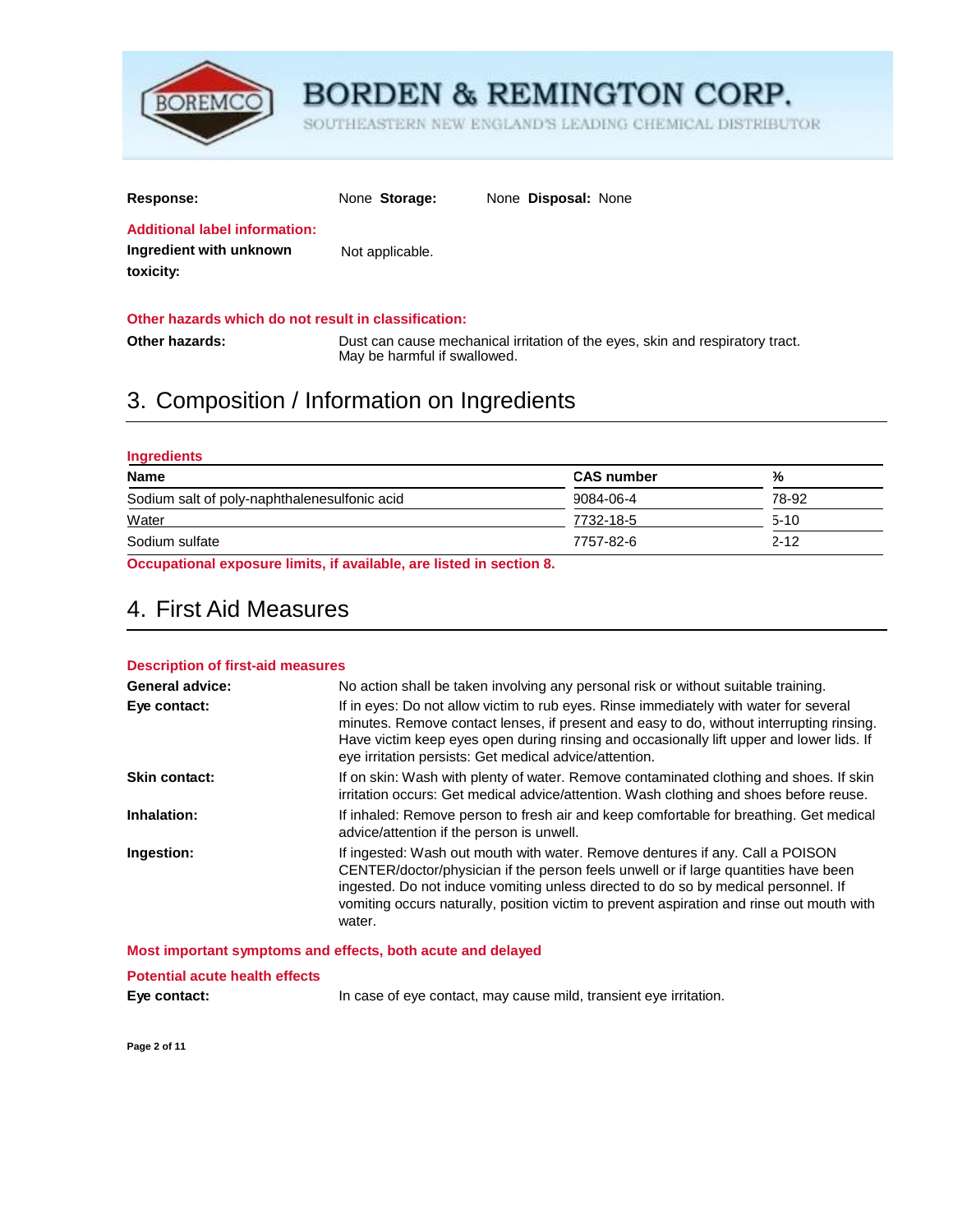**Response:** None **Storage:** None **Disposal:** None

**Additional label information:**

**Ingredient with unknown toxicity:** Not applicable.

**Other hazards which do not result in classification:**

**Other hazards:** Dust can cause mechanical irritation of the eyes, skin and respiratory tract. May be harmful if swallowed.

# 3. Composition / Information on Ingredients

**Ingredients**

| Name | CAS number | % |
|---|---|---|
| Sodium salt of poly-naphthalenesulfonic acid | 9084-06-4 | 78-92 |
| Water | 7732-18-5 | 5-10 |
| Sodium sulfate | 7757-82-6 | 2-12 |

**Occupational exposure limits, if available, are listed in section 8.**

# 4. First Aid Measures

**Description of first-aid measures**

**General advice:** No action shall be taken involving any personal risk or without suitable training.

**Eye contact:** If in eyes: Do not allow victim to rub eyes. Rinse immediately with water for several minutes. Remove contact lenses, if present and easy to do, without interrupting rinsing. Have victim keep eyes open during rinsing and occasionally lift upper and lower lids. If eye irritation persists: Get medical advice/attention.

**Skin contact:** If on skin: Wash with plenty of water. Remove contaminated clothing and shoes. If skin irritation occurs: Get medical advice/attention. Wash clothing and shoes before reuse.

**Inhalation:** If inhaled: Remove person to fresh air and keep comfortable for breathing. Get medical advice/attention if the person is unwell.

**Ingestion:** If ingested: Wash out mouth with water. Remove dentures if any. Call a POISON CENTER/doctor/physician if the person feels unwell or if large quantities have been ingested. Do not induce vomiting unless directed to do so by medical personnel. If vomiting occurs naturally, position victim to prevent aspiration and rinse out mouth with water.

**Most important symptoms and effects, both acute and delayed**

**Potential acute health effects**

**Eye contact:** In case of eye contact, may cause mild, transient eye irritation.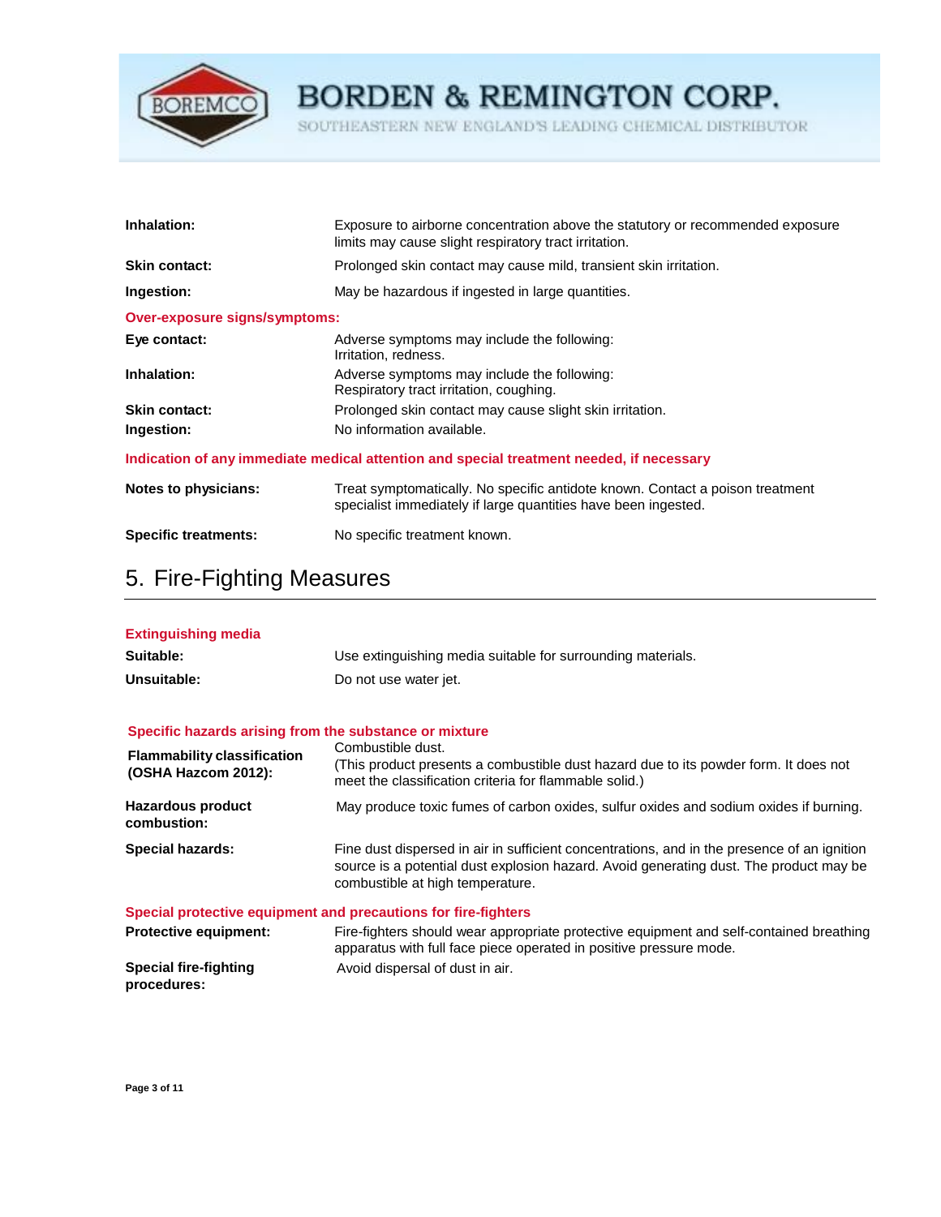| | |
|---|---|
| **Inhalation:** | Exposure to airborne concentration above the statutory or recommended exposure limits may cause slight respiratory tract irritation. |
| **Skin contact:** | Prolonged skin contact may cause mild, transient skin irritation. |
| **Ingestion:** | May be hazardous if ingested in large quantities. |

**Over-exposure signs/symptoms:**

| | |
|---|---|
| **Eye contact:** | Adverse symptoms may include the following: Irritation, redness. |
| **Inhalation:** | Adverse symptoms may include the following: Respiratory tract irritation, coughing. |
| **Skin contact:** | Prolonged skin contact may cause slight skin irritation. |
| **Ingestion:** | No information available. |

**Indication of any immediate medical attention and special treatment needed, if necessary**

| | |
|---|---|
| **Notes to physicians:** | Treat symptomatically. No specific antidote known. Contact a poison treatment specialist immediately if large quantities have been ingested. |
| **Specific treatments:** | No specific treatment known. |

# 5. Fire-Fighting Measures

**Extinguishing media**

| | |
|---|---|
| **Suitable:** | Use extinguishing media suitable for surrounding materials. |
| **Unsuitable:** | Do not use water jet. |

**Specific hazards arising from the substance or mixture**

| | |
|---|---|
| **Flammability classification (OSHA Hazcom 2012):** | Combustible dust. (This product presents a combustible dust hazard due to its powder form. It does not meet the classification criteria for flammable solid.) |
| **Hazardous product combustion:** | May produce toxic fumes of carbon oxides, sulfur oxides and sodium oxides if burning. |
| **Special hazards:** | Fine dust dispersed in air in sufficient concentrations, and in the presence of an ignition source is a potential dust explosion hazard. Avoid generating dust. The product may be combustible at high temperature. |

**Special protective equipment and precautions for fire-fighters**

| | |
|---|---|
| **Protective equipment:** | Fire-fighters should wear appropriate protective equipment and self-contained breathing apparatus with full face piece operated in positive pressure mode. |
| **Special fire-fighting procedures:** | Avoid dispersal of dust in air. |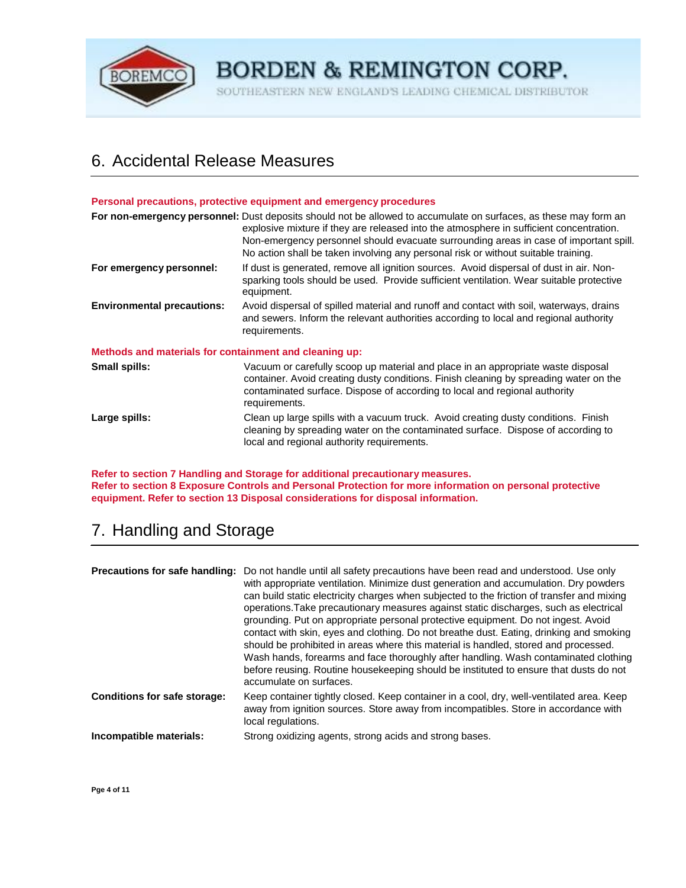## 6. Accidental Release Measures

**Personal precautions, protective equipment and emergency procedures**

**For non-emergency personnel:** Dust deposits should not be allowed to accumulate on surfaces, as these may form an explosive mixture if they are released into the atmosphere in sufficient concentration. Non-emergency personnel should evacuate surrounding areas in case of important spill. No action shall be taken involving any personal risk or without suitable training.

**For emergency personnel:** If dust is generated, remove all ignition sources. Avoid dispersal of dust in air. Non-sparking tools should be used. Provide sufficient ventilation. Wear suitable protective equipment.

**Environmental precautions:** Avoid dispersal of spilled material and runoff and contact with soil, waterways, drains and sewers. Inform the relevant authorities according to local and regional authority requirements.

**Methods and materials for containment and cleaning up:**

**Small spills:** Vacuum or carefully scoop up material and place in an appropriate waste disposal container. Avoid creating dusty conditions. Finish cleaning by spreading water on the contaminated surface. Dispose of according to local and regional authority requirements.

**Large spills:** Clean up large spills with a vacuum truck. Avoid creating dusty conditions. Finish cleaning by spreading water on the contaminated surface. Dispose of according to local and regional authority requirements.

**Refer to section 7 Handling and Storage for additional precautionary measures.**
**Refer to section 8 Exposure Controls and Personal Protection for more information on personal protective equipment. Refer to section 13 Disposal considerations for disposal information.**

## 7. Handling and Storage

**Precautions for safe handling:** Do not handle until all safety precautions have been read and understood. Use only with appropriate ventilation. Minimize dust generation and accumulation. Dry powders can build static electricity charges when subjected to the friction of transfer and mixing operations.Take precautionary measures against static discharges, such as electrical grounding. Put on appropriate personal protective equipment. Do not ingest. Avoid contact with skin, eyes and clothing. Do not breathe dust. Eating, drinking and smoking should be prohibited in areas where this material is handled, stored and processed. Wash hands, forearms and face thoroughly after handling. Wash contaminated clothing before reusing. Routine housekeeping should be instituted to ensure that dusts do not accumulate on surfaces.

**Conditions for safe storage:** Keep container tightly closed. Keep container in a cool, dry, well-ventilated area. Keep away from ignition sources. Store away from incompatibles. Store in accordance with local regulations.

**Incompatible materials:** Strong oxidizing agents, strong acids and strong bases.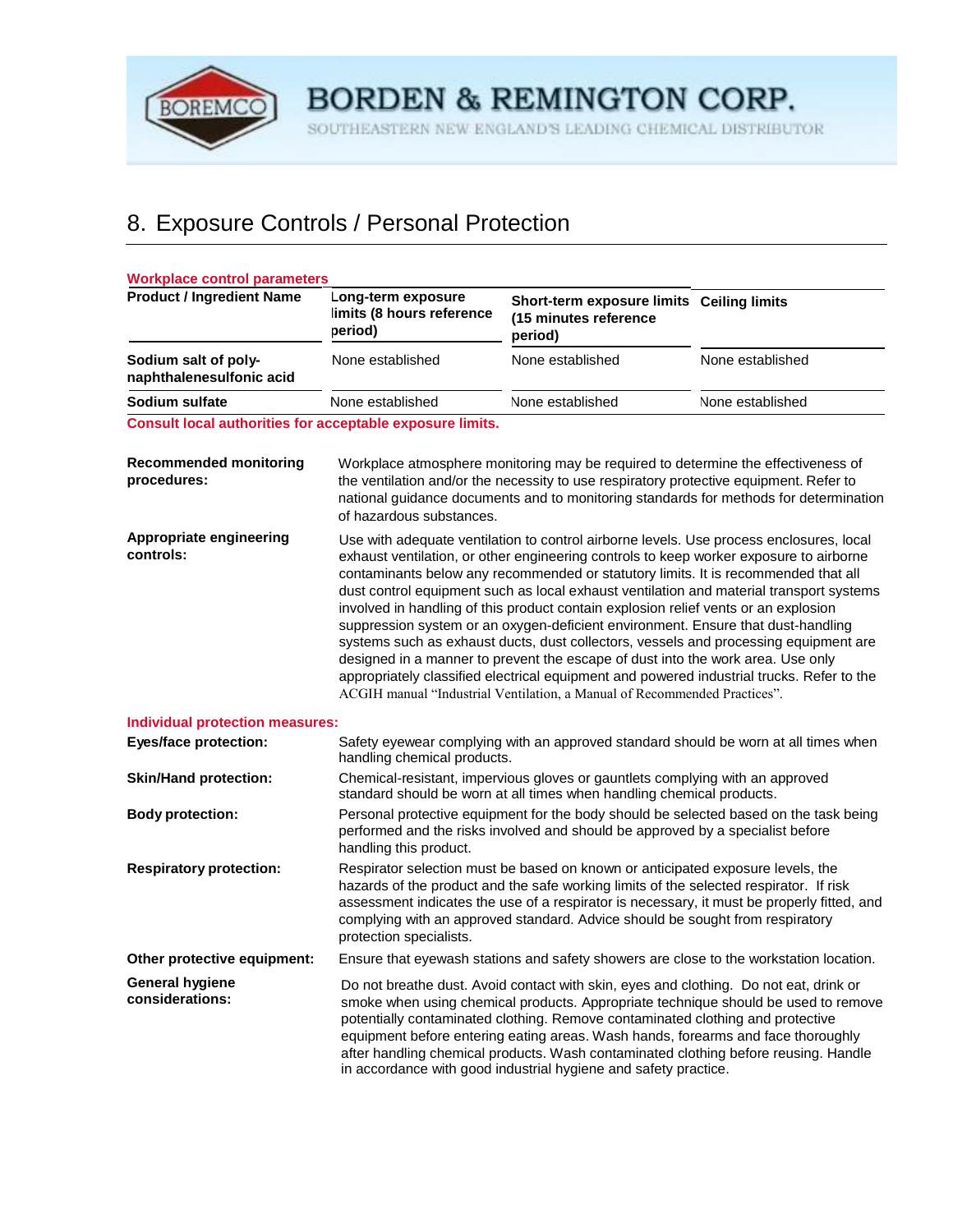## 8. Exposure Controls / Personal Protection

**Workplace control parameters**

| Product / Ingredient Name | Long-term exposure limits (8 hours reference period) | Short-term exposure limits (15 minutes reference period) | Ceiling limits |
|---|---|---|---|
| Sodium salt of poly-naphthalenesulfonic acid | None established | None established | None established |
| Sodium sulfate | None established | None established | None established |

**Consult local authorities for acceptable exposure limits.**

**Recommended monitoring procedures:** Workplace atmosphere monitoring may be required to determine the effectiveness of the ventilation and/or the necessity to use respiratory protective equipment. Refer to national guidance documents and to monitoring standards for methods for determination of hazardous substances.

**Appropriate engineering controls:** Use with adequate ventilation to control airborne levels. Use process enclosures, local exhaust ventilation, or other engineering controls to keep worker exposure to airborne contaminants below any recommended or statutory limits. It is recommended that all dust control equipment such as local exhaust ventilation and material transport systems involved in handling of this product contain explosion relief vents or an explosion suppression system or an oxygen-deficient environment. Ensure that dust-handling systems such as exhaust ducts, dust collectors, vessels and processing equipment are designed in a manner to prevent the escape of dust into the work area. Use only appropriately classified electrical equipment and powered industrial trucks. Refer to the ACGIH manual "Industrial Ventilation, a Manual of Recommended Practices".

**Individual protection measures:**

**Eyes/face protection:** Safety eyewear complying with an approved standard should be worn at all times when handling chemical products.

**Skin/Hand protection:** Chemical-resistant, impervious gloves or gauntlets complying with an approved standard should be worn at all times when handling chemical products.

**Body protection:** Personal protective equipment for the body should be selected based on the task being performed and the risks involved and should be approved by a specialist before handling this product.

**Respiratory protection:** Respirator selection must be based on known or anticipated exposure levels, the hazards of the product and the safe working limits of the selected respirator. If risk assessment indicates the use of a respirator is necessary, it must be properly fitted, and complying with an approved standard. Advice should be sought from respiratory protection specialists.

**Other protective equipment:** Ensure that eyewash stations and safety showers are close to the workstation location.

**General hygiene considerations:** Do not breathe dust. Avoid contact with skin, eyes and clothing. Do not eat, drink or smoke when using chemical products. Appropriate technique should be used to remove potentially contaminated clothing. Remove contaminated clothing and protective equipment before entering eating areas. Wash hands, forearms and face thoroughly after handling chemical products. Wash contaminated clothing before reusing. Handle in accordance with good industrial hygiene and safety practice.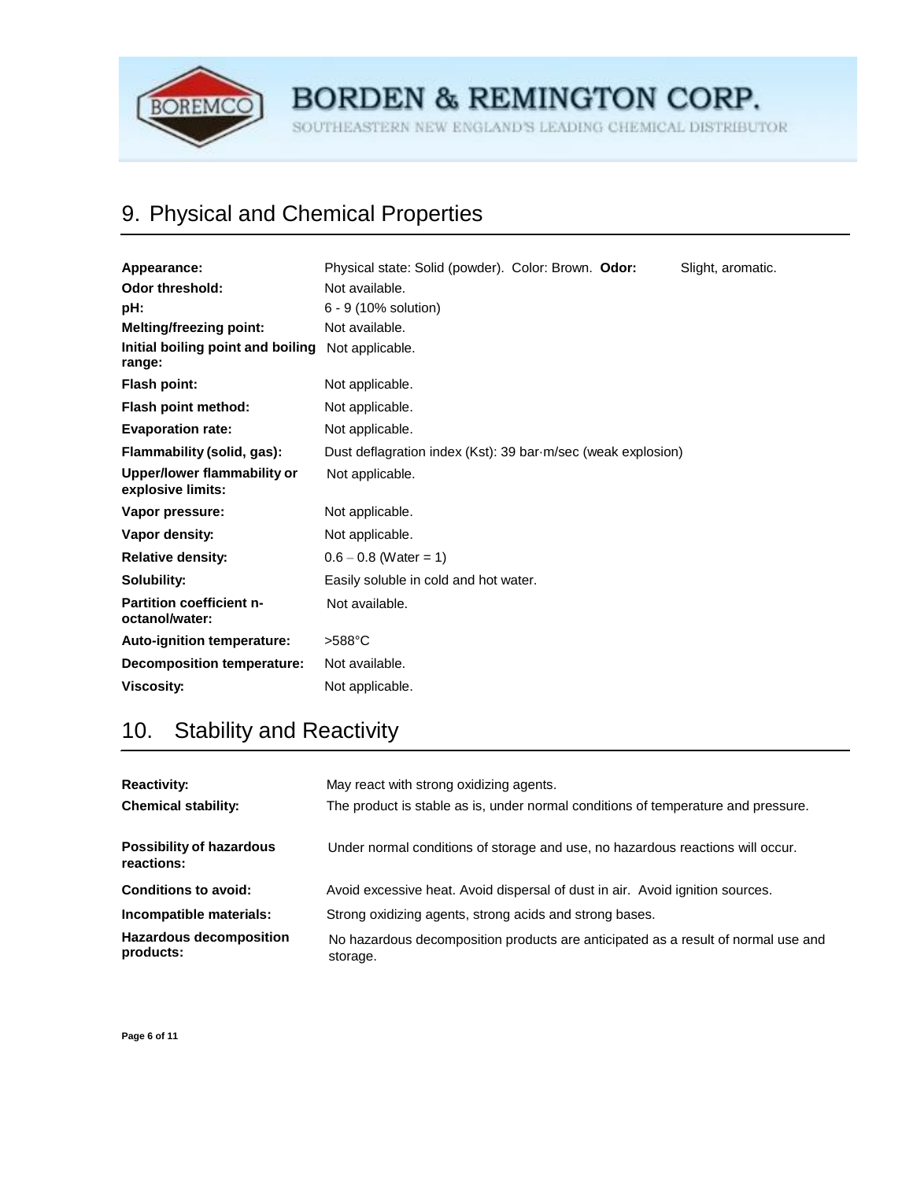## 9. Physical and Chemical Properties

| | |
|---|---|
| **Appearance:** | Physical state: Solid (powder). Color: Brown. **Odor:** Slight, aromatic. |
| **Odor threshold:** | Not available. |
| **pH:** | 6 - 9 (10% solution) |
| **Melting/freezing point:** | Not available. |
| **Initial boiling point and boiling range:** | Not applicable. |
| **Flash point:** | Not applicable. |
| **Flash point method:** | Not applicable. |
| **Evaporation rate:** | Not applicable. |
| **Flammability (solid, gas):** | Dust deflagration index (Kst): 39 bar·m/sec (weak explosion) |
| **Upper/lower flammability or explosive limits:** | Not applicable. |
| **Vapor pressure:** | Not applicable. |
| **Vapor density:** | Not applicable. |
| **Relative density:** | 0.6 – 0.8 (Water = 1) |
| **Solubility:** | Easily soluble in cold and hot water. |
| **Partition coefficient n-octanol/water:** | Not available. |
| **Auto-ignition temperature:** | >588°C |
| **Decomposition temperature:** | Not available. |
| **Viscosity:** | Not applicable. |

## 10. Stability and Reactivity

| | |
|---|---|
| **Reactivity:** | May react with strong oxidizing agents. |
| **Chemical stability:** | The product is stable as is, under normal conditions of temperature and pressure. |
| **Possibility of hazardous reactions:** | Under normal conditions of storage and use, no hazardous reactions will occur. |
| **Conditions to avoid:** | Avoid excessive heat. Avoid dispersal of dust in air. Avoid ignition sources. |
| **Incompatible materials:** | Strong oxidizing agents, strong acids and strong bases. |
| **Hazardous decomposition products:** | No hazardous decomposition products are anticipated as a result of normal use and storage. |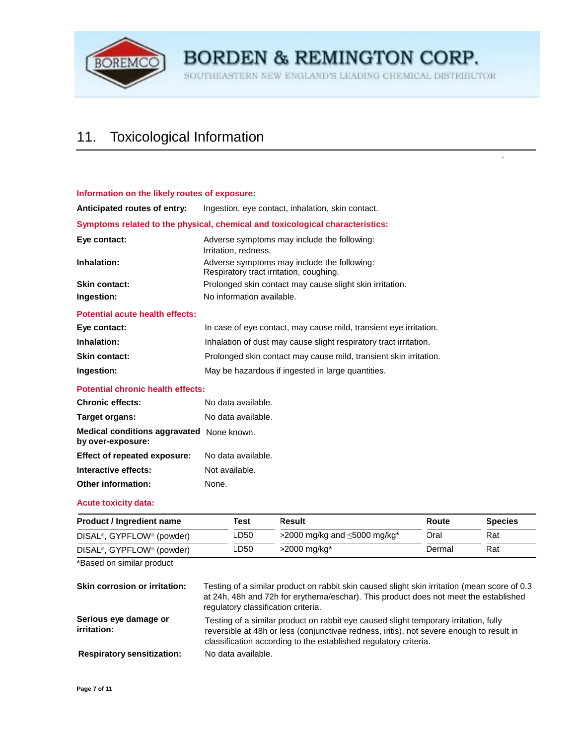## 11. Toxicological Information

**Information on the likely routes of exposure:**

**Anticipated routes of entry:** Ingestion, eye contact, inhalation, skin contact.

**Symptoms related to the physical, chemical and toxicological characteristics:**

**Eye contact:** Adverse symptoms may include the following:
Irritation, redness.

**Inhalation:** Adverse symptoms may include the following:
Respiratory tract irritation, coughing.

**Skin contact:** Prolonged skin contact may cause slight skin irritation.

**Ingestion:** No information available.

**Potential acute health effects:**

**Eye contact:** In case of eye contact, may cause mild, transient eye irritation.

**Inhalation:** Inhalation of dust may cause slight respiratory tract irritation.

**Skin contact:** Prolonged skin contact may cause mild, transient skin irritation.

**Ingestion:** May be hazardous if ingested in large quantities.

**Potential chronic health effects:**

**Chronic effects:** No data available.

**Target organs:** No data available.

**Medical conditions aggravated by over-exposure:** None known.

**Effect of repeated exposure:** No data available.

**Interactive effects:** Not available.

**Other information:** None.

**Acute toxicity data:**

| Product / Ingredient name | Test | Result | Route | Species |
|---|---|---|---|---|
| DISAL®, GYPFLOW® (powder) | LD50 | >2000 mg/kg and ≤5000 mg/kg* | Oral | Rat |
| DISAL®, GYPFLOW® (powder) | LD50 | >2000 mg/kg* | Dermal | Rat |

*Based on similar product

**Skin corrosion or irritation:** Testing of a similar product on rabbit skin caused slight skin irritation (mean score of 0.3 at 24h, 48h and 72h for erythema/eschar). This product does not meet the established regulatory classification criteria.

**Serious eye damage or irritation:** Testing of a similar product on rabbit eye caused slight temporary irritation, fully reversible at 48h or less (conjunctivae redness, iritis), not severe enough to result in classification according to the established regulatory criteria.

**Respiratory sensitization:** No data available.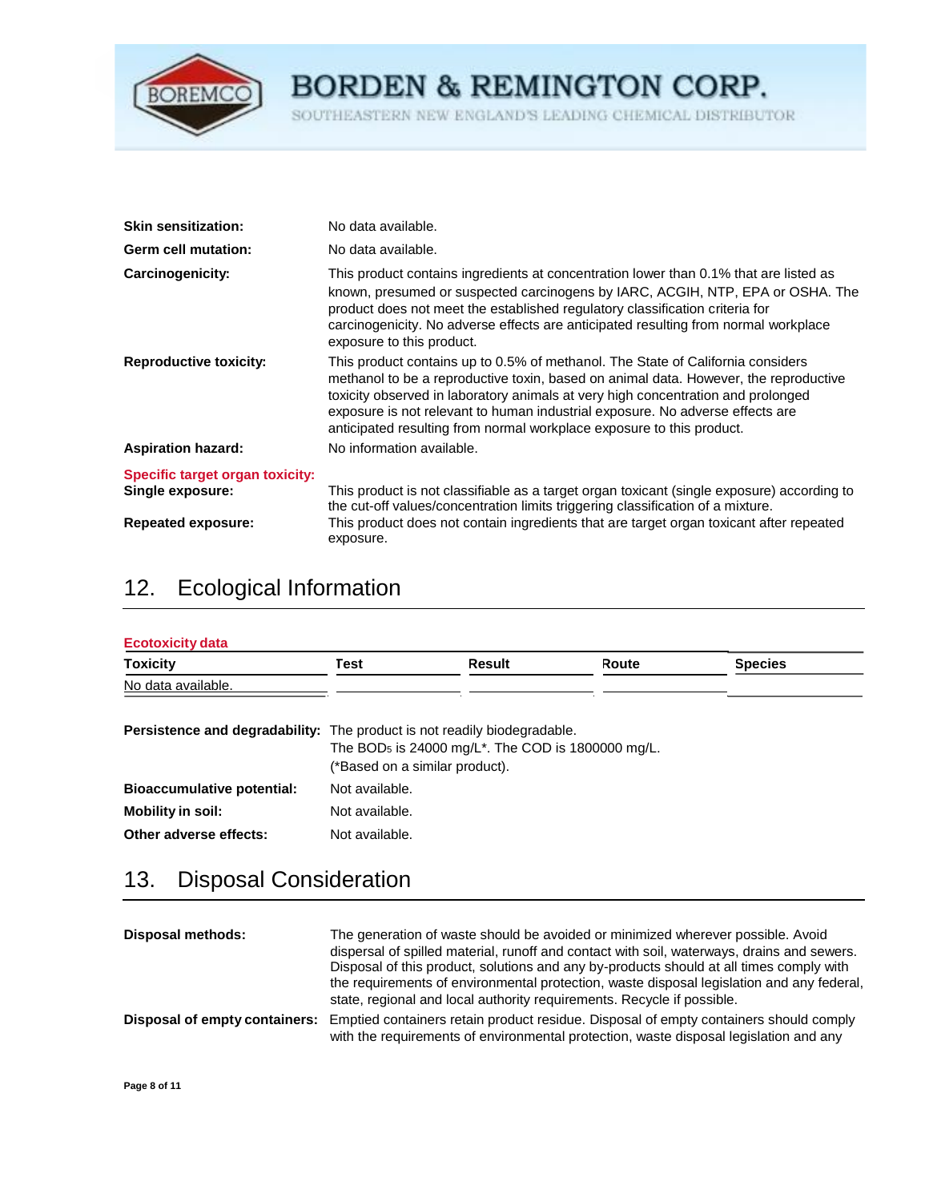**Skin sensitization:** No data available.

**Germ cell mutation:** No data available.

**Carcinogenicity:** This product contains ingredients at concentration lower than 0.1% that are listed as known, presumed or suspected carcinogens by IARC, ACGIH, NTP, EPA or OSHA. The product does not meet the established regulatory classification criteria for carcinogenicity. No adverse effects are anticipated resulting from normal workplace exposure to this product.

**Reproductive toxicity:** This product contains up to 0.5% of methanol. The State of California considers methanol to be a reproductive toxin, based on animal data. However, the reproductive toxicity observed in laboratory animals at very high concentration and prolonged exposure is not relevant to human industrial exposure. No adverse effects are anticipated resulting from normal workplace exposure to this product.

**Aspiration hazard:** No information available.

**Specific target organ toxicity:**

**Single exposure:** This product is not classifiable as a target organ toxicant (single exposure) according to the cut-off values/concentration limits triggering classification of a mixture.

**Repeated exposure:** This product does not contain ingredients that are target organ toxicant after repeated exposure.

## 12. Ecological Information

**Ecotoxicity data**

| Toxicity | Test | Result | Route | Species |
|---|---|---|---|---|
| No data available. | | | | |

**Persistence and degradability:** The product is not readily biodegradable.
The $BOD_5$ is 24000 mg/L*. The COD is 1800000 mg/L.
(*Based on a similar product).

**Bioaccumulative potential:** Not available.

**Mobility in soil:** Not available.

**Other adverse effects:** Not available.

## 13. Disposal Consideration

**Disposal methods:** The generation of waste should be avoided or minimized wherever possible. Avoid dispersal of spilled material, runoff and contact with soil, waterways, drains and sewers. Disposal of this product, solutions and any by-products should at all times comply with the requirements of environmental protection, waste disposal legislation and any federal, state, regional and local authority requirements. Recycle if possible.

**Disposal of empty containers:** Emptied containers retain product residue. Disposal of empty containers should comply with the requirements of environmental protection, waste disposal legislation and any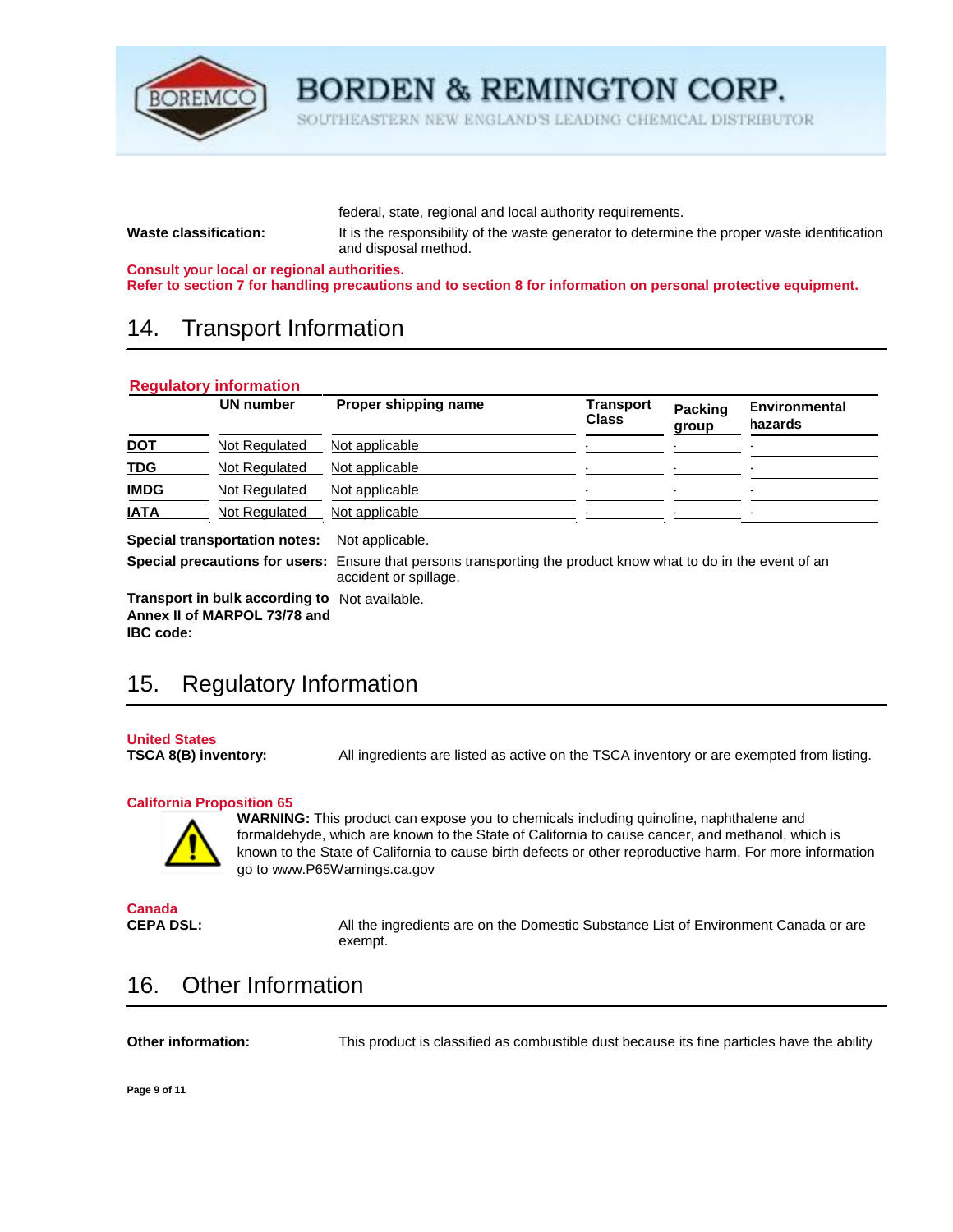| | federal, state, regional and local authority requirements. |
|---|---|
| **Waste classification:** | It is the responsibility of the waste generator to determine the proper waste identification and disposal method. |

**Consult your local or regional authorities.**
**Refer to section 7 for handling precautions and to section 8 for information on personal protective equipment.**

## 14. Transport Information

**Regulatory information**

| | UN number | Proper shipping name | Transport Class | Packing group | Environmental hazards |
|---|---|---|---|---|---|
| **DOT** | Not Regulated | Not applicable | - | - | - |
| **TDG** | Not Regulated | Not applicable | - | - | - |
| **IMDG** | Not Regulated | Not applicable | - | - | - |
| **IATA** | Not Regulated | Not applicable | - | - | - |

**Special transportation notes:** Not applicable.

**Special precautions for users:** Ensure that persons transporting the product know what to do in the event of an accident or spillage.

**Transport in bulk according to Annex II of MARPOL 73/78 and IBC code:** Not available.

## 15. Regulatory Information

**United States**

**TSCA 8(B) inventory:** All ingredients are listed as active on the TSCA inventory or are exempted from listing.

**California Proposition 65**

**WARNING:** This product can expose you to chemicals including quinoline, naphthalene and formaldehyde, which are known to the State of California to cause cancer, and methanol, which is known to the State of California to cause birth defects or other reproductive harm. For more information go to www.P65Warnings.ca.gov

**Canada**

**CEPA DSL:** All the ingredients are on the Domestic Substance List of Environment Canada or are exempt.

## 16. Other Information

**Other information:** This product is classified as combustible dust because its fine particles have the ability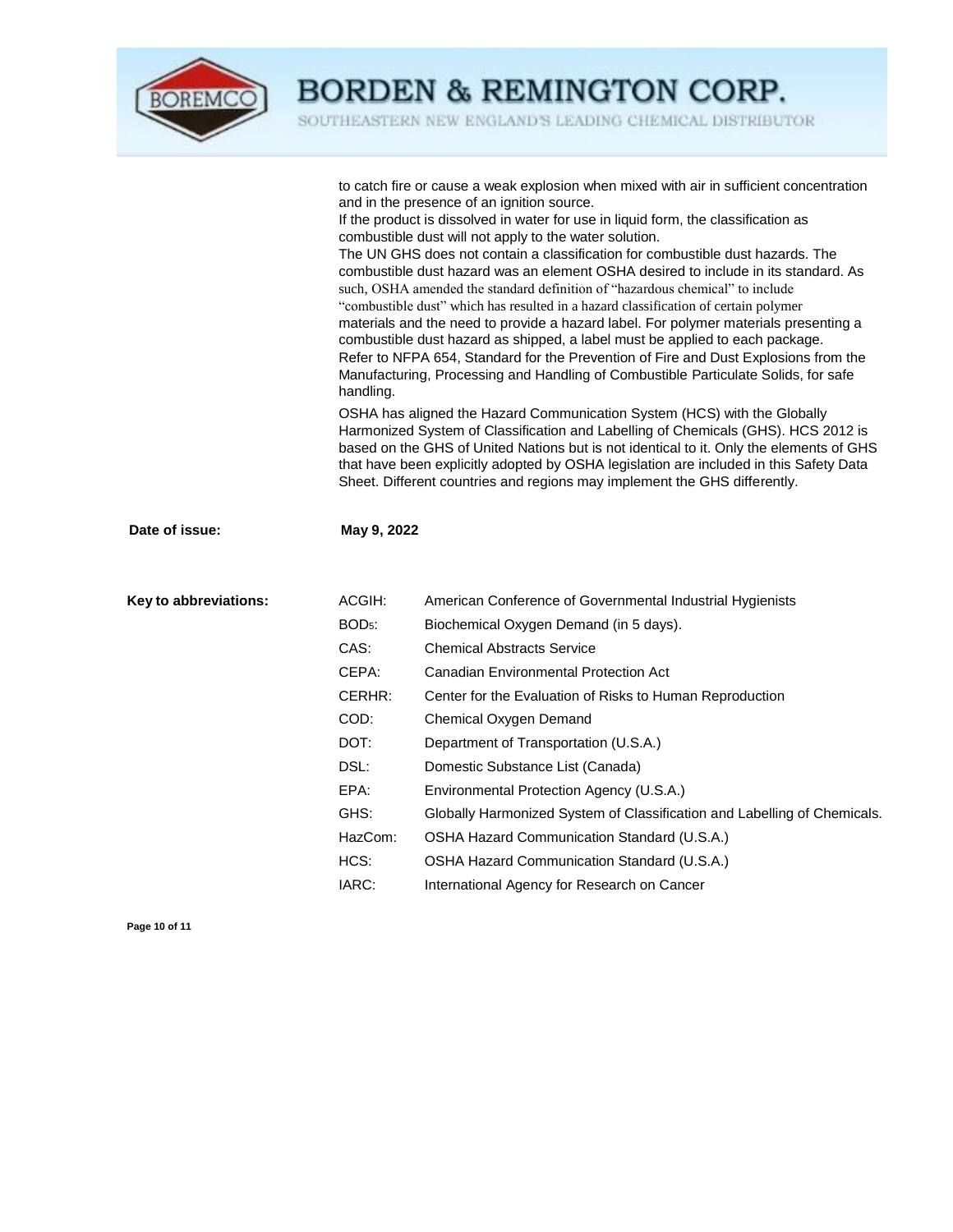to catch fire or cause a weak explosion when mixed with air in sufficient concentration and in the presence of an ignition source.
If the product is dissolved in water for use in liquid form, the classification as combustible dust will not apply to the water solution.
The UN GHS does not contain a classification for combustible dust hazards. The combustible dust hazard was an element OSHA desired to include in its standard. As such, OSHA amended the standard definition of "hazardous chemical" to include "combustible dust" which has resulted in a hazard classification of certain polymer materials and the need to provide a hazard label. For polymer materials presenting a combustible dust hazard as shipped, a label must be applied to each package.
Refer to NFPA 654, Standard for the Prevention of Fire and Dust Explosions from the Manufacturing, Processing and Handling of Combustible Particulate Solids, for safe handling.

OSHA has aligned the Hazard Communication System (HCS) with the Globally Harmonized System of Classification and Labelling of Chemicals (GHS). HCS 2012 is based on the GHS of United Nations but is not identical to it. Only the elements of GHS that have been explicitly adopted by OSHA legislation are included in this Safety Data Sheet. Different countries and regions may implement the GHS differently.

**Date of issue:** **May 9, 2022**

**Key to abbreviations:**

| | |
|---|---|
| ACGIH: | American Conference of Governmental Industrial Hygienists |
| $BOD_5$: | Biochemical Oxygen Demand (in 5 days). |
| CAS: | Chemical Abstracts Service |
| CEPA: | Canadian Environmental Protection Act |
| CERHR: | Center for the Evaluation of Risks to Human Reproduction |
| COD: | Chemical Oxygen Demand |
| DOT: | Department of Transportation (U.S.A.) |
| DSL: | Domestic Substance List (Canada) |
| EPA: | Environmental Protection Agency (U.S.A.) |
| GHS: | Globally Harmonized System of Classification and Labelling of Chemicals. |
| HazCom: | OSHA Hazard Communication Standard (U.S.A.) |
| HCS: | OSHA Hazard Communication Standard (U.S.A.) |
| IARC: | International Agency for Research on Cancer |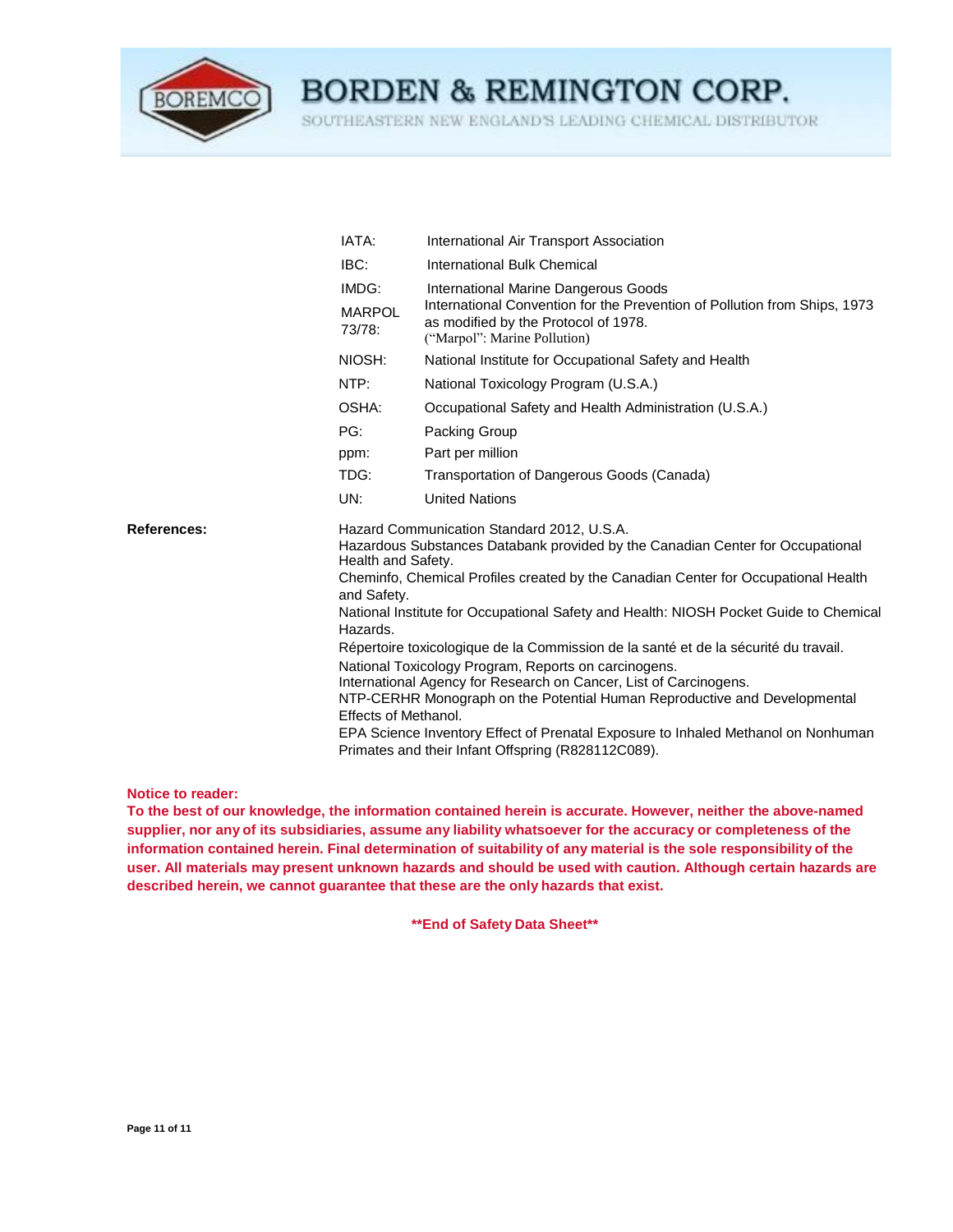| | |
|---|---|
| IATA: | International Air Transport Association |
| IBC: | International Bulk Chemical |
| IMDG: | International Marine Dangerous Goods |
| MARPOL 73/78: | International Convention for the Prevention of Pollution from Ships, 1973 as modified by the Protocol of 1978. ("Marpol": Marine Pollution) |
| NIOSH: | National Institute for Occupational Safety and Health |
| NTP: | National Toxicology Program (U.S.A.) |
| OSHA: | Occupational Safety and Health Administration (U.S.A.) |
| PG: | Packing Group |
| ppm: | Part per million |
| TDG: | Transportation of Dangerous Goods (Canada) |
| UN: | United Nations |

**References:**

Hazard Communication Standard 2012, U.S.A.
Hazardous Substances Databank provided by the Canadian Center for Occupational Health and Safety.
Cheminfo, Chemical Profiles created by the Canadian Center for Occupational Health and Safety.
National Institute for Occupational Safety and Health: NIOSH Pocket Guide to Chemical Hazards.
Répertoire toxicologique de la Commission de la santé et de la sécurité du travail.
National Toxicology Program, Reports on carcinogens.
International Agency for Research on Cancer, List of Carcinogens.
NTP-CERHR Monograph on the Potential Human Reproductive and Developmental Effects of Methanol.
EPA Science Inventory Effect of Prenatal Exposure to Inhaled Methanol on Nonhuman Primates and their Infant Offspring (R828112C089).

**Notice to reader:**
**To the best of our knowledge, the information contained herein is accurate. However, neither the above-named supplier, nor any of its subsidiaries, assume any liability whatsoever for the accuracy or completeness of the information contained herein. Final determination of suitability of any material is the sole responsibility of the user. All materials may present unknown hazards and should be used with caution. Although certain hazards are described herein, we cannot guarantee that these are the only hazards that exist.**

**\*\*End of Safety Data Sheet\*\***